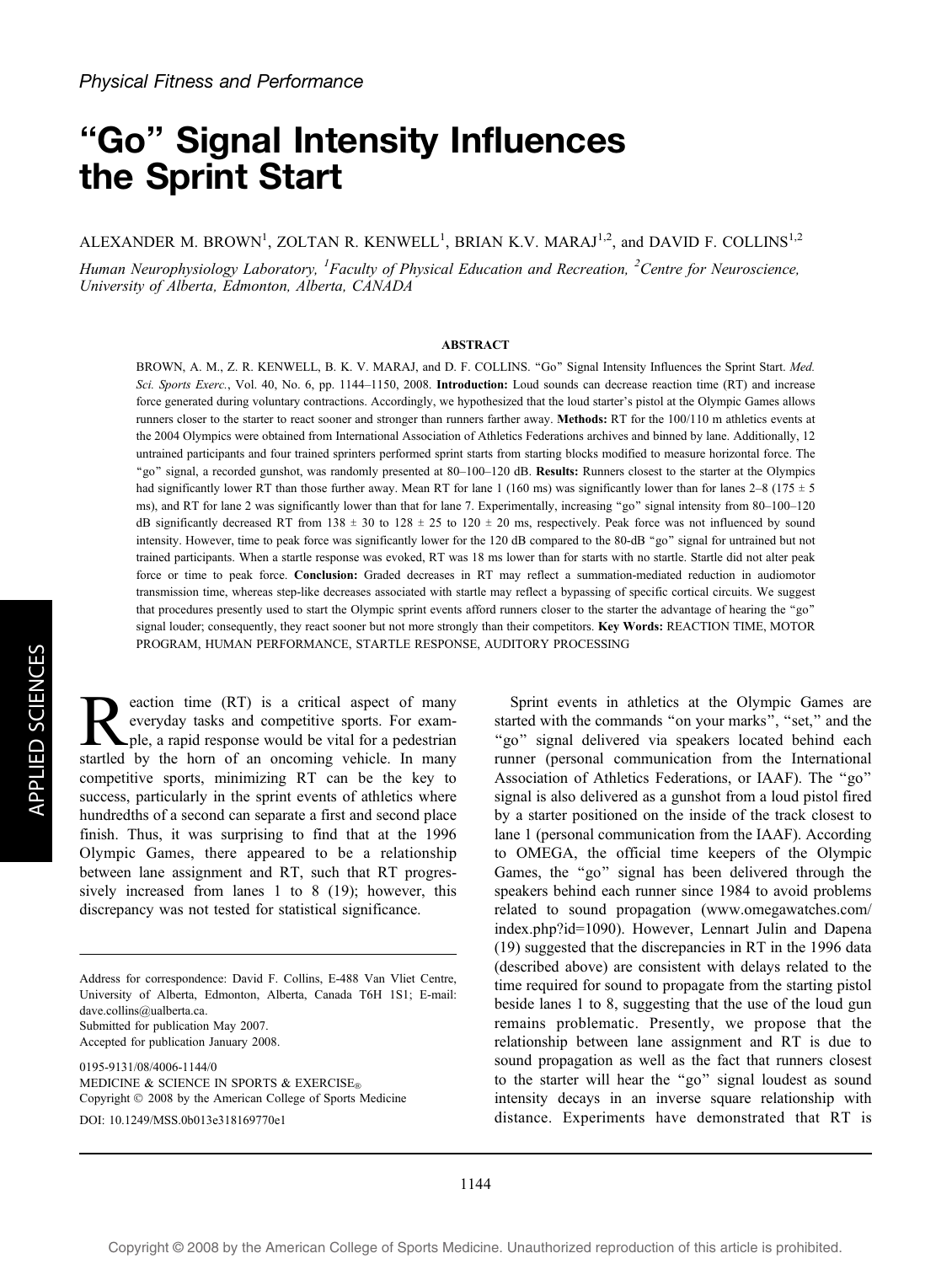Physical Fitness and Performance

# "Go" Signal Intensity Influences the Sprint Start

ALEXANDER M. BROWN[1], ZOLTAN R. KENWELL[1], BRIAN K.V. MARAJ[1,2], and DAVID F. COLLINS[1,2]

*Human Neurophysiology Laboratory, [1]Faculty of Physical Education and Recreation, [2]Centre for Neuroscience, University of Alberta, Edmonton, Alberta, CANADA*

## ABSTRACT

BROWN, A. M., Z. R. KENWELL, B. K. V. MARAJ, and D. F. COLLINS. "Go" Signal Intensity Influences the Sprint Start. *Med. Sci. Sports Exerc.*, Vol. 40, No. 6, pp. 1144–1150, 2008. **Introduction:** Loud sounds can decrease reaction time (RT) and increase force generated during voluntary contractions. Accordingly, we hypothesized that the loud starter's pistol at the Olympic Games allows runners closer to the starter to react sooner and stronger than runners farther away. **Methods:** RT for the 100/110 m athletics events at the 2004 Olympics were obtained from International Association of Athletics Federations archives and binned by lane. Additionally, 12 untrained participants and four trained sprinters performed sprint starts from starting blocks modified to measure horizontal force. The "go" signal, a recorded gunshot, was randomly presented at 80–100–120 dB. **Results:** Runners closest to the starter at the Olympics had significantly lower RT than those further away. Mean RT for lane 1 (160 ms) was significantly lower than for lanes 2–8 (175 ± 5 ms), and RT for lane 2 was significantly lower than that for lane 7. Experimentally, increasing "go" signal intensity from 80–100–120 dB significantly decreased RT from 138 ± 30 to 128 ± 25 to 120 ± 20 ms, respectively. Peak force was not influenced by sound intensity. However, time to peak force was significantly lower for the 120 dB compared to the 80-dB "go" signal for untrained but not trained participants. When a startle response was evoked, RT was 18 ms lower than for starts with no startle. Startle did not alter peak force or time to peak force. **Conclusion:** Graded decreases in RT may reflect a summation-mediated reduction in audiomotor transmission time, whereas step-like decreases associated with startle may reflect a bypassing of specific cortical circuits. We suggest that procedures presently used to start the Olympic sprint events afford runners closer to the starter the advantage of hearing the "go" signal louder; consequently, they react sooner but not more strongly than their competitors. **Key Words:** REACTION TIME, MOTOR PROGRAM, HUMAN PERFORMANCE, STARTLE RESPONSE, AUDITORY PROCESSING

Reaction time (RT) is a critical aspect of many everyday tasks and competitive sports. For example, a rapid response would be vital for a pedestrian startled by the horn of an oncoming vehicle. In many competitive sports, minimizing RT can be the key to success, particularly in the sprint events of athletics where hundredths of a second can separate a first and second place finish. Thus, it was surprising to find that at the 1996 Olympic Games, there appeared to be a relationship between lane assignment and RT, such that RT progressively increased from lanes 1 to 8 (19); however, this discrepancy was not tested for statistical significance.

Sprint events in athletics at the Olympic Games are started with the commands "on your marks", "set," and the "go" signal delivered via speakers located behind each runner (personal communication from the International Association of Athletics Federations, or IAAF). The "go" signal is also delivered as a gunshot from a loud pistol fired by a starter positioned on the inside of the track closest to lane 1 (personal communication from the IAAF). According to OMEGA, the official time keepers of the Olympic Games, the "go" signal has been delivered through the speakers behind each runner since 1984 to avoid problems related to sound propagation (www.omegawatches.com/index.php?id=1090). However, Lennart Julin and Dapena (19) suggested that the discrepancies in RT in the 1996 data (described above) are consistent with delays related to the time required for sound to propagate from the starting pistol beside lanes 1 to 8, suggesting that the use of the loud gun remains problematic. Presently, we propose that the relationship between lane assignment and RT is due to sound propagation as well as the fact that runners closest to the starter will hear the "go" signal loudest as sound intensity decays in an inverse square relationship with distance. Experiments have demonstrated that RT is

Address for correspondence: David F. Collins, E-488 Van Vliet Centre, University of Alberta, Edmonton, Alberta, Canada T6H 1S1; E-mail: dave.collins@ualberta.ca.
Submitted for publication May 2007.
Accepted for publication January 2008.

0195-9131/08/4006-1144/0
MEDICINE & SCIENCE IN SPORTS & EXERCISE®
Copyright © 2008 by the American College of Sports Medicine
DOI: 10.1249/MSS.0b013e318169770e1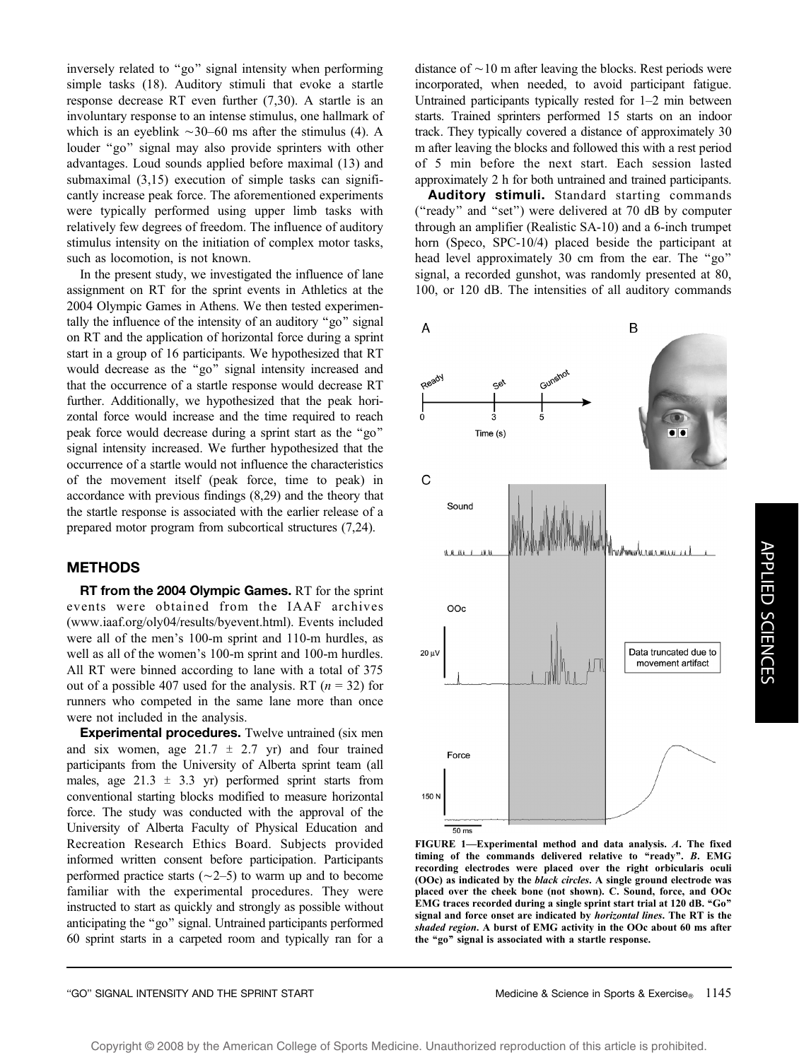inversely related to "go" signal intensity when performing simple tasks (18). Auditory stimuli that evoke a startle response decrease RT even further (7,30). A startle is an involuntary response to an intense stimulus, one hallmark of which is an eyeblink ~30–60 ms after the stimulus (4). A louder "go" signal may also provide sprinters with other advantages. Loud sounds applied before maximal (13) and submaximal (3,15) execution of simple tasks can significantly increase peak force. The aforementioned experiments were typically performed using upper limb tasks with relatively few degrees of freedom. The influence of auditory stimulus intensity on the initiation of complex motor tasks, such as locomotion, is not known.

In the present study, we investigated the influence of lane assignment on RT for the sprint events in Athletics at the 2004 Olympic Games in Athens. We then tested experimentally the influence of the intensity of an auditory "go" signal on RT and the application of horizontal force during a sprint start in a group of 16 participants. We hypothesized that RT would decrease as the "go" signal intensity increased and that the occurrence of a startle response would decrease RT further. Additionally, we hypothesized that the peak horizontal force would increase and the time required to reach peak force would decrease during a sprint start as the "go" signal intensity increased. We further hypothesized that the occurrence of a startle would not influence the characteristics of the movement itself (peak force, time to peak) in accordance with previous findings (8,29) and the theory that the startle response is associated with the earlier release of a prepared motor program from subcortical structures (7,24).

## METHODS

**RT from the 2004 Olympic Games.** RT for the sprint events were obtained from the IAAF archives (www.iaaf.org/oly04/results/byevent.html). Events included were all of the men's 100-m sprint and 110-m hurdles, as well as all of the women's 100-m sprint and 100-m hurdles. All RT were binned according to lane with a total of 375 out of a possible 407 used for the analysis. RT ($n = 32$) for runners who competed in the same lane more than once were not included in the analysis.

**Experimental procedures.** Twelve untrained (six men and six women, age 21.7 ± 2.7 yr) and four trained participants from the University of Alberta sprint team (all males, age 21.3 ± 3.3 yr) performed sprint starts from conventional starting blocks modified to measure horizontal force. The study was conducted with the approval of the University of Alberta Faculty of Physical Education and Recreation Research Ethics Board. Subjects provided informed written consent before participation. Participants performed practice starts (~2–5) to warm up and to become familiar with the experimental procedures. They were instructed to start as quickly and strongly as possible without anticipating the "go" signal. Untrained participants performed 60 sprint starts in a carpeted room and typically ran for a distance of ~10 m after leaving the blocks. Rest periods were incorporated, when needed, to avoid participant fatigue. Untrained participants typically rested for 1–2 min between starts. Trained sprinters performed 15 starts on an indoor track. They typically covered a distance of approximately 30 m after leaving the blocks and followed this with a rest period of 5 min before the next start. Each session lasted approximately 2 h for both untrained and trained participants.

**Auditory stimuli.** Standard starting commands ("ready" and "set") were delivered at 70 dB by computer through an amplifier (Realistic SA-10) and a 6-inch trumpet horn (Speco, SPC-10/4) placed beside the participant at head level approximately 30 cm from the ear. The "go" signal, a recorded gunshot, was randomly presented at 80, 100, or 120 dB. The intensities of all auditory commands

**FIGURE 1—Experimental method and data analysis.** ***A***. **The fixed timing of the commands delivered relative to "ready".** ***B***. **EMG recording electrodes were placed over the right orbicularis oculi (OOc) as indicated by the** ***black circles***. **A single ground electrode was placed over the cheek bone (not shown). C. Sound, force, and OOc EMG traces recorded during a single sprint start trial at 120 dB. "Go" signal and force onset are indicated by** ***horizontal lines***. **The RT is the** ***shaded region***. **A burst of EMG activity in the OOc about 60 ms after the "go" signal is associated with a startle response.**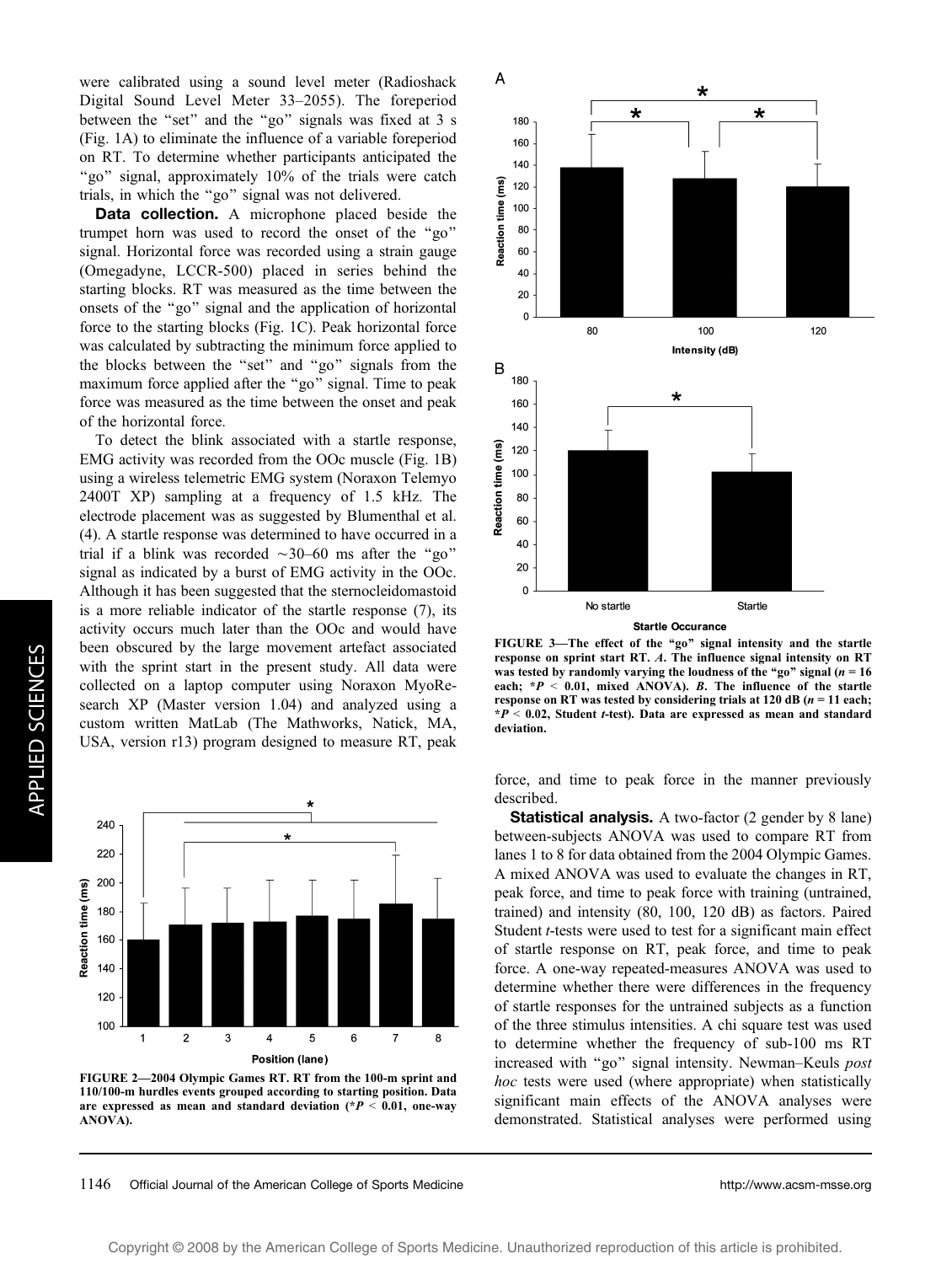were calibrated using a sound level meter (Radioshack Digital Sound Level Meter 33–2055). The foreperiod between the "set" and the "go" signals was fixed at 3 s (Fig. 1A) to eliminate the influence of a variable foreperiod on RT. To determine whether participants anticipated the "go" signal, approximately 10% of the trials were catch trials, in which the "go" signal was not delivered.

**Data collection.** A microphone placed beside the trumpet horn was used to record the onset of the "go" signal. Horizontal force was recorded using a strain gauge (Omegadyne, LCCR-500) placed in series behind the starting blocks. RT was measured as the time between the onsets of the "go" signal and the application of horizontal force to the starting blocks (Fig. 1C). Peak horizontal force was calculated by subtracting the minimum force applied to the blocks between the "set" and "go" signals from the maximum force applied after the "go" signal. Time to peak force was measured as the time between the onset and peak of the horizontal force.

To detect the blink associated with a startle response, EMG activity was recorded from the OOc muscle (Fig. 1B) using a wireless telemetric EMG system (Noraxon Telemyo 2400T XP) sampling at a frequency of 1.5 kHz. The electrode placement was as suggested by Blumenthal et al. (4). A startle response was determined to have occurred in a trial if a blink was recorded ~30–60 ms after the "go" signal as indicated by a burst of EMG activity in the OOc. Although it has been suggested that the sternocleidomastoid is a more reliable indicator of the startle response (7), its activity occurs much later than the OOc and would have been obscured by the large movement artefact associated with the sprint start in the present study. All data were collected on a laptop computer using Noraxon MyoResearch XP (Master version 1.04) and analyzed using a custom written MatLab (The Mathworks, Natick, MA, USA, version r13) program designed to measure RT, peak force, and time to peak force in the manner previously described.

FIGURE 3—The effect of the "go" signal intensity and the startle response on sprint start RT. *A*. The influence signal intensity on RT was tested by randomly varying the loudness of the "go" signal ($n = 16$ each; $*P < 0.01$, mixed ANOVA). *B*. The influence of the startle response on RT was tested by considering trials at 120 dB ($n = 11$ each; $*P < 0.02$, Student *t*-test). Data are expressed as mean and standard deviation.

FIGURE 2—2004 Olympic Games RT. RT from the 100-m sprint and 110/100-m hurdles events grouped according to starting position. Data are expressed as mean and standard deviation ($*P < 0.01$, one-way ANOVA).

**Statistical analysis.** A two-factor (2 gender by 8 lane) between-subjects ANOVA was used to compare RT from lanes 1 to 8 for data obtained from the 2004 Olympic Games. A mixed ANOVA was used to evaluate the changes in RT, peak force, and time to peak force with training (untrained, trained) and intensity (80, 100, 120 dB) as factors. Paired Student *t*-tests were used to test for a significant main effect of startle response on RT, peak force, and time to peak force. A one-way repeated-measures ANOVA was used to determine whether there were differences in the frequency of startle responses for the untrained subjects as a function of the three stimulus intensities. A chi square test was used to determine whether the frequency of sub-100 ms RT increased with "go" signal intensity. Newman–Keuls *post hoc* tests were used (where appropriate) when statistically significant main effects of the ANOVA analyses were demonstrated. Statistical analyses were performed using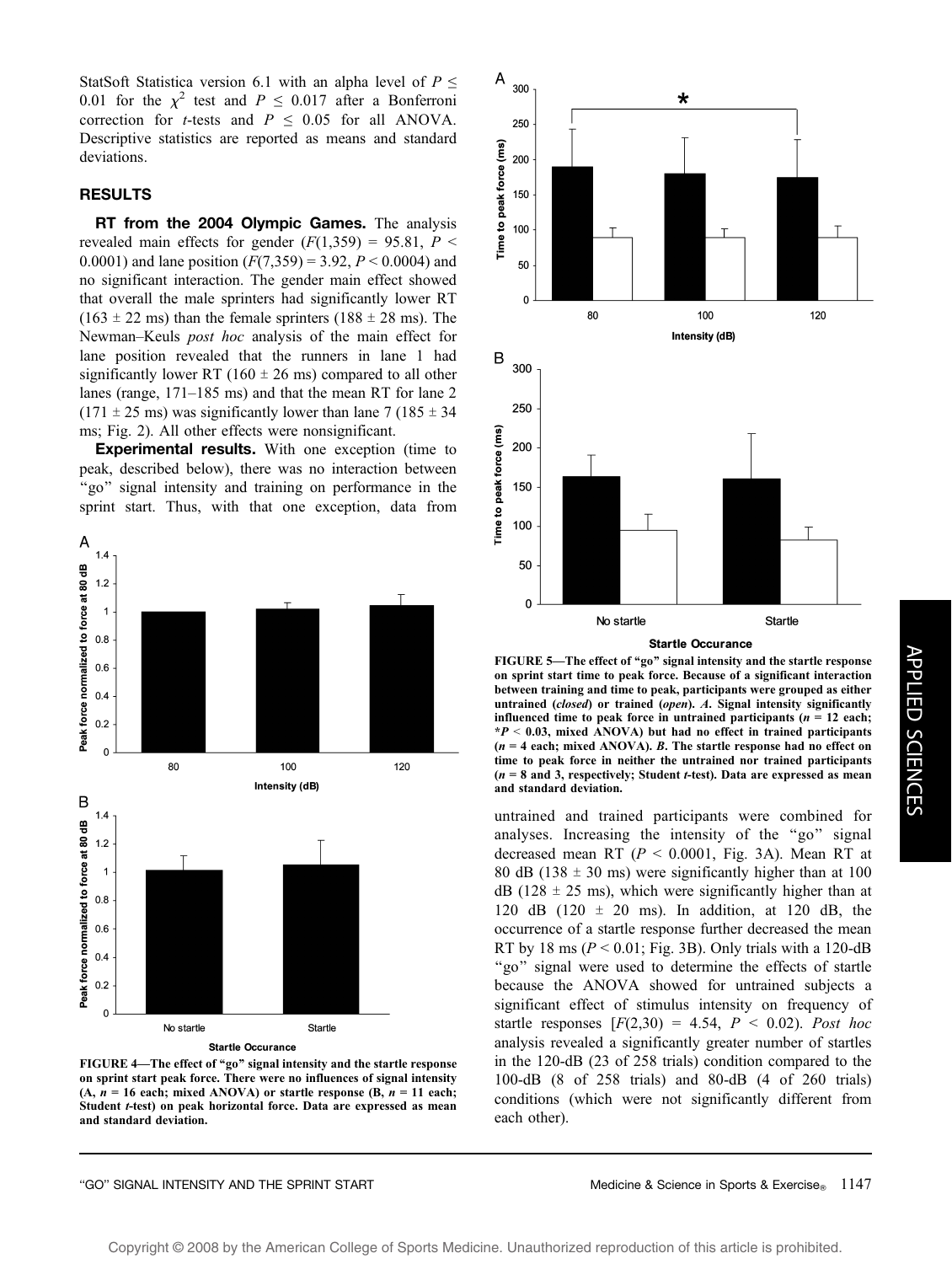StatSoft Statistica version 6.1 with an alpha level of $P \leq 0.01$ for the $\chi^2$ test and $P \leq 0.017$ after a Bonferroni correction for *t*-tests and $P \leq 0.05$ for all ANOVA. Descriptive statistics are reported as means and standard deviations.

## RESULTS

**RT from the 2004 Olympic Games.** The analysis revealed main effects for gender ($F(1,359) = 95.81$, $P < 0.0001$) and lane position ($F(7,359) = 3.92$, $P < 0.0004$) and no significant interaction. The gender main effect showed that overall the male sprinters had significantly lower RT (163 ± 22 ms) than the female sprinters (188 ± 28 ms). The Newman–Keuls *post hoc* analysis of the main effect for lane position revealed that the runners in lane 1 had significantly lower RT (160 ± 26 ms) compared to all other lanes (range, 171–185 ms) and that the mean RT for lane 2 (171 ± 25 ms) was significantly lower than lane 7 (185 ± 34 ms; Fig. 2). All other effects were nonsignificant.

**Experimental results.** With one exception (time to peak, described below), there was no interaction between "go" signal intensity and training on performance in the sprint start. Thus, with that one exception, data from untrained and trained participants were combined for analyses. Increasing the intensity of the "go" signal decreased mean RT ($P < 0.0001$, Fig. 3A). Mean RT at 80 dB (138 ± 30 ms) were significantly higher than at 100 dB (128 ± 25 ms), which were significantly higher than at 120 dB (120 ± 20 ms). In addition, at 120 dB, the occurrence of a startle response further decreased the mean RT by 18 ms ($P < 0.01$; Fig. 3B). Only trials with a 120-dB "go" signal were used to determine the effects of startle because the ANOVA showed for untrained subjects a significant effect of stimulus intensity on frequency of startle responses [$F(2,30) = 4.54$, $P < 0.02$). *Post hoc* analysis revealed a significantly greater number of startles in the 120-dB (23 of 258 trials) condition compared to the 100-dB (8 of 258 trials) and 80-dB (4 of 260 trials) conditions (which were not significantly different from each other).

**FIGURE 4—The effect of "go" signal intensity and the startle response on sprint start peak force. There were no influences of signal intensity (A, *n* = 16 each; mixed ANOVA) or startle response (B, *n* = 11 each; Student *t*-test) on peak horizontal force. Data are expressed as mean and standard deviation.**

**FIGURE 5—The effect of "go" signal intensity and the startle response on sprint start time to peak force. Because of a significant interaction between training and time to peak, participants were grouped as either untrained (*closed*) or trained (*open*). *A*. Signal intensity significantly influenced time to peak force in untrained participants (*n* = 12 each; \*$P < 0.03$, mixed ANOVA) but had no effect in trained participants (*n* = 4 each; mixed ANOVA). *B*. The startle response had no effect on time to peak force in neither the untrained nor trained participants (*n* = 8 and 3, respectively; Student *t*-test). Data are expressed as mean and standard deviation.**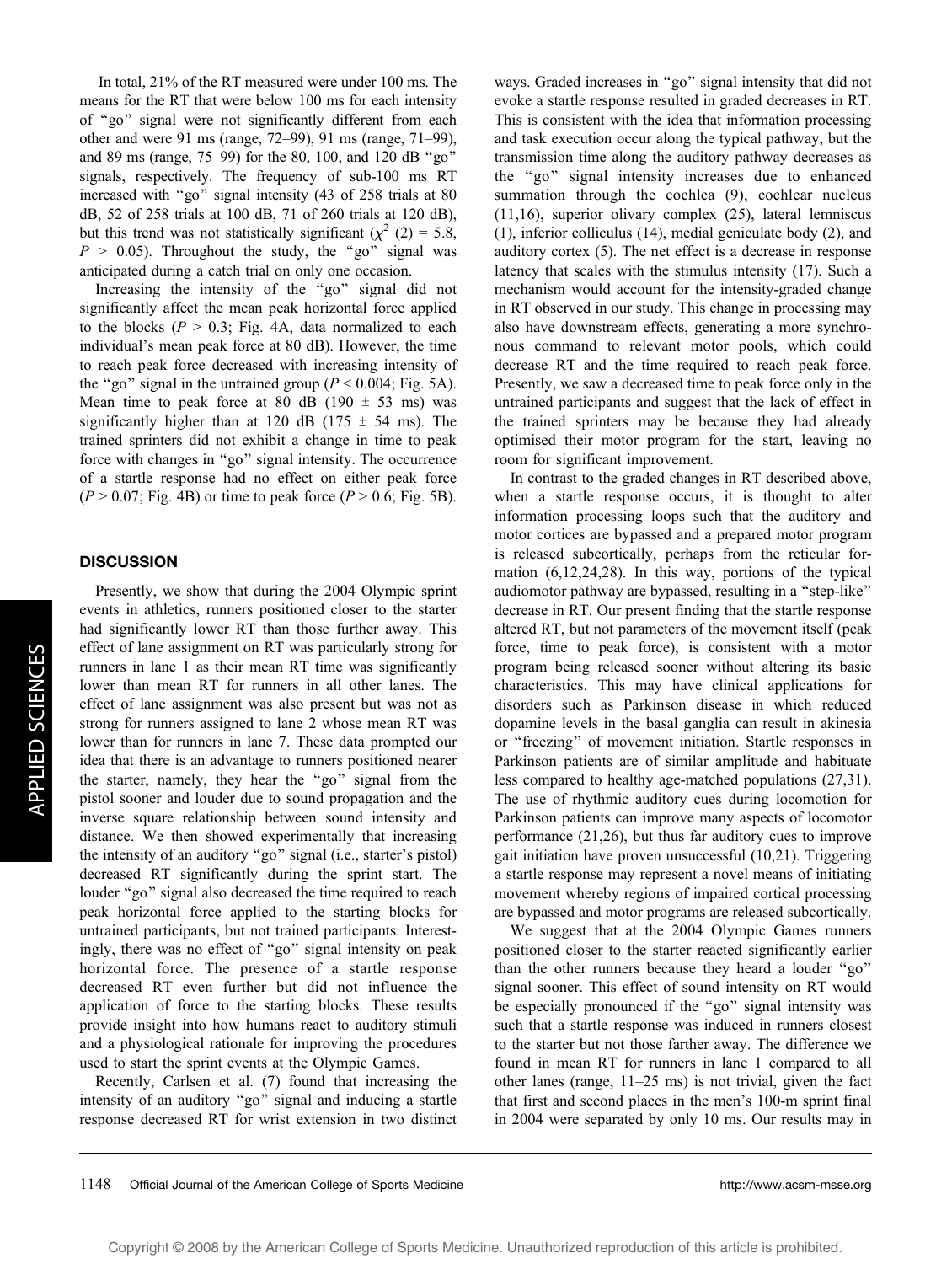In total, 21% of the RT measured were under 100 ms. The means for the RT that were below 100 ms for each intensity of "go" signal were not significantly different from each other and were 91 ms (range, 72–99), 91 ms (range, 71–99), and 89 ms (range, 75–99) for the 80, 100, and 120 dB "go" signals, respectively. The frequency of sub-100 ms RT increased with "go" signal intensity (43 of 258 trials at 80 dB, 52 of 258 trials at 100 dB, 71 of 260 trials at 120 dB), but this trend was not statistically significant ($\chi^2$ (2) = 5.8, $P$ > 0.05). Throughout the study, the "go" signal was anticipated during a catch trial on only one occasion.

Increasing the intensity of the "go" signal did not significantly affect the mean peak horizontal force applied to the blocks ($P$ > 0.3; Fig. 4A, data normalized to each individual's mean peak force at 80 dB). However, the time to reach peak force decreased with increasing intensity of the "go" signal in the untrained group ($P$ < 0.004; Fig. 5A). Mean time to peak force at 80 dB (190 ± 53 ms) was significantly higher than at 120 dB (175 ± 54 ms). The trained sprinters did not exhibit a change in time to peak force with changes in "go" signal intensity. The occurrence of a startle response had no effect on either peak force ($P$ > 0.07; Fig. 4B) or time to peak force ($P$ > 0.6; Fig. 5B).

## DISCUSSION

Presently, we show that during the 2004 Olympic sprint events in athletics, runners positioned closer to the starter had significantly lower RT than those further away. This effect of lane assignment on RT was particularly strong for runners in lane 1 as their mean RT time was significantly lower than mean RT for runners in all other lanes. The effect of lane assignment was also present but was not as strong for runners assigned to lane 2 whose mean RT was lower than for runners in lane 7. These data prompted our idea that there is an advantage to runners positioned nearer the starter, namely, they hear the "go" signal from the pistol sooner and louder due to sound propagation and the inverse square relationship between sound intensity and distance. We then showed experimentally that increasing the intensity of an auditory "go" signal (i.e., starter's pistol) decreased RT significantly during the sprint start. The louder "go" signal also decreased the time required to reach peak horizontal force applied to the starting blocks for untrained participants, but not trained participants. Interestingly, there was no effect of "go" signal intensity on peak horizontal force. The presence of a startle response decreased RT even further but did not influence the application of force to the starting blocks. These results provide insight into how humans react to auditory stimuli and a physiological rationale for improving the procedures used to start the sprint events at the Olympic Games.

Recently, Carlsen et al. (7) found that increasing the intensity of an auditory "go" signal and inducing a startle response decreased RT for wrist extension in two distinct ways. Graded increases in "go" signal intensity that did not evoke a startle response resulted in graded decreases in RT. This is consistent with the idea that information processing and task execution occur along the typical pathway, but the transmission time along the auditory pathway decreases as the "go" signal intensity increases due to enhanced summation through the cochlea (9), cochlear nucleus (11,16), superior olivary complex (25), lateral lemniscus (1), inferior colliculus (14), medial geniculate body (2), and auditory cortex (5). The net effect is a decrease in response latency that scales with the stimulus intensity (17). Such a mechanism would account for the intensity-graded change in RT observed in our study. This change in processing may also have downstream effects, generating a more synchronous command to relevant motor pools, which could decrease RT and the time required to reach peak force. Presently, we saw a decreased time to peak force only in the untrained participants and suggest that the lack of effect in the trained sprinters may be because they had already optimised their motor program for the start, leaving no room for significant improvement.

In contrast to the graded changes in RT described above, when a startle response occurs, it is thought to alter information processing loops such that the auditory and motor cortices are bypassed and a prepared motor program is released subcortically, perhaps from the reticular formation (6,12,24,28). In this way, portions of the typical audiomotor pathway are bypassed, resulting in a "step-like" decrease in RT. Our present finding that the startle response altered RT, but not parameters of the movement itself (peak force, time to peak force), is consistent with a motor program being released sooner without altering its basic characteristics. This may have clinical applications for disorders such as Parkinson disease in which reduced dopamine levels in the basal ganglia can result in akinesia or "freezing" of movement initiation. Startle responses in Parkinson patients are of similar amplitude and habituate less compared to healthy age-matched populations (27,31). The use of rhythmic auditory cues during locomotion for Parkinson patients can improve many aspects of locomotor performance (21,26), but thus far auditory cues to improve gait initiation have proven unsuccessful (10,21). Triggering a startle response may represent a novel means of initiating movement whereby regions of impaired cortical processing are bypassed and motor programs are released subcortically.

We suggest that at the 2004 Olympic Games runners positioned closer to the starter reacted significantly earlier than the other runners because they heard a louder "go" signal sooner. This effect of sound intensity on RT would be especially pronounced if the "go" signal intensity was such that a startle response was induced in runners closest to the starter but not those farther away. The difference we found in mean RT for runners in lane 1 compared to all other lanes (range, 11–25 ms) is not trivial, given the fact that first and second places in the men's 100-m sprint final in 2004 were separated by only 10 ms. Our results may in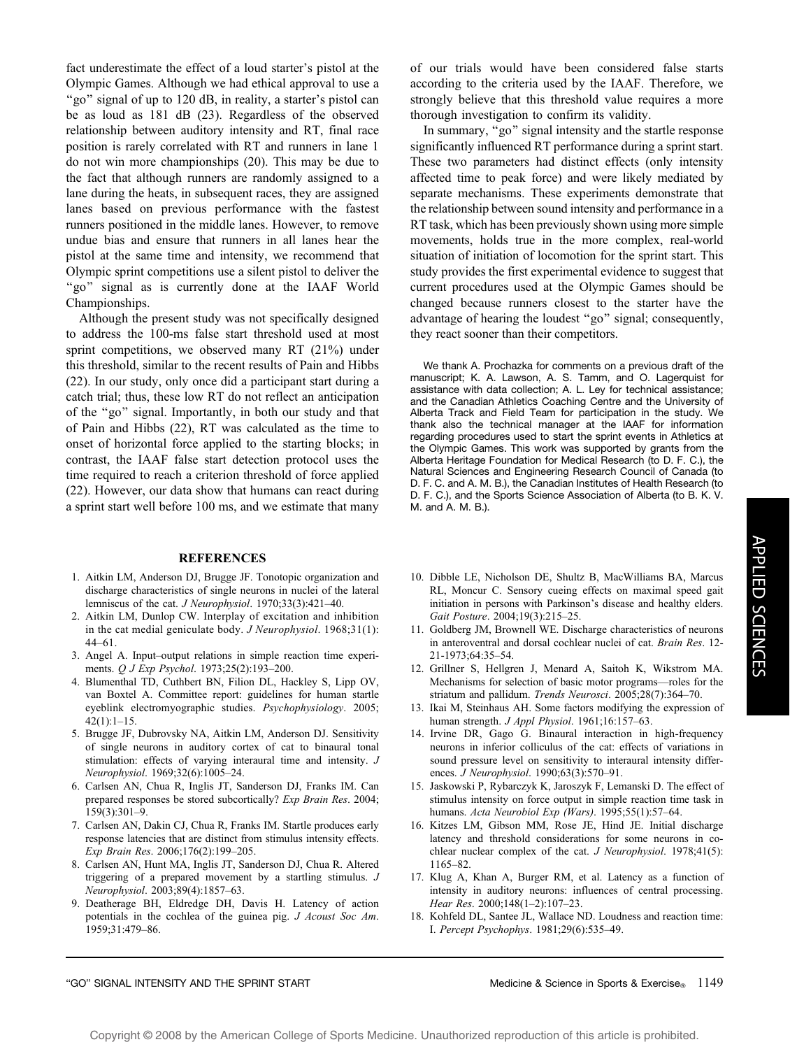fact underestimate the effect of a loud starter's pistol at the Olympic Games. Although we had ethical approval to use a "go" signal of up to 120 dB, in reality, a starter's pistol can be as loud as 181 dB (23). Regardless of the observed relationship between auditory intensity and RT, final race position is rarely correlated with RT and runners in lane 1 do not win more championships (20). This may be due to the fact that although runners are randomly assigned to a lane during the heats, in subsequent races, they are assigned lanes based on previous performance with the fastest runners positioned in the middle lanes. However, to remove undue bias and ensure that runners in all lanes hear the pistol at the same time and intensity, we recommend that Olympic sprint competitions use a silent pistol to deliver the "go" signal as is currently done at the IAAF World Championships.

Although the present study was not specifically designed to address the 100-ms false start threshold used at most sprint competitions, we observed many RT (21%) under this threshold, similar to the recent results of Pain and Hibbs (22). In our study, only once did a participant start during a catch trial; thus, these low RT do not reflect an anticipation of the "go" signal. Importantly, in both our study and that of Pain and Hibbs (22), RT was calculated as the time to onset of horizontal force applied to the starting blocks; in contrast, the IAAF false start detection protocol uses the time required to reach a criterion threshold of force applied (22). However, our data show that humans can react during a sprint start well before 100 ms, and we estimate that many of our trials would have been considered false starts according to the criteria used by the IAAF. Therefore, we strongly believe that this threshold value requires a more thorough investigation to confirm its validity.

In summary, "go" signal intensity and the startle response significantly influenced RT performance during a sprint start. These two parameters had distinct effects (only intensity affected time to peak force) and were likely mediated by separate mechanisms. These experiments demonstrate that the relationship between sound intensity and performance in a RT task, which has been previously shown using more simple movements, holds true in the more complex, real-world situation of initiation of locomotion for the sprint start. This study provides the first experimental evidence to suggest that current procedures used at the Olympic Games should be changed because runners closest to the starter have the advantage of hearing the loudest "go" signal; consequently, they react sooner than their competitors.

We thank A. Prochazka for comments on a previous draft of the manuscript; K. A. Lawson, A. S. Tamm, and O. Lagerquist for assistance with data collection; A. L. Ley for technical assistance; and the Canadian Athletics Coaching Centre and the University of Alberta Track and Field Team for participation in the study. We thank also the technical manager at the IAAF for information regarding procedures used to start the sprint events in Athletics at the Olympic Games. This work was supported by grants from the Alberta Heritage Foundation for Medical Research (to D. F. C.), the Natural Sciences and Engineering Research Council of Canada (to D. F. C. and A. M. B.), the Canadian Institutes of Health Research (to D. F. C.), and the Sports Science Association of Alberta (to B. K. V. M. and A. M. B.).

## REFERENCES

1. Aitkin LM, Anderson DJ, Brugge JF. Tonotopic organization and discharge characteristics of single neurons in nuclei of the lateral lemniscus of the cat. *J Neurophysiol*. 1970;33(3):421–40.
2. Aitkin LM, Dunlop CW. Interplay of excitation and inhibition in the cat medial geniculate body. *J Neurophysiol*. 1968;31(1): 44–61.
3. Angel A. Input–output relations in simple reaction time experiments. *Q J Exp Psychol*. 1973;25(2):193–200.
4. Blumenthal TD, Cuthbert BN, Filion DL, Hackley S, Lipp OV, van Boxtel A. Committee report: guidelines for human startle eyeblink electromyographic studies. *Psychophysiology*. 2005; 42(1):1–15.
5. Brugge JF, Dubrovsky NA, Aitkin LM, Anderson DJ. Sensitivity of single neurons in auditory cortex of cat to binaural tonal stimulation: effects of varying interaural time and intensity. *J Neurophysiol*. 1969;32(6):1005–24.
6. Carlsen AN, Chua R, Inglis JT, Sanderson DJ, Franks IM. Can prepared responses be stored subcortically? *Exp Brain Res*. 2004; 159(3):301–9.
7. Carlsen AN, Dakin CJ, Chua R, Franks IM. Startle produces early response latencies that are distinct from stimulus intensity effects. *Exp Brain Res*. 2006;176(2):199–205.
8. Carlsen AN, Hunt MA, Inglis JT, Sanderson DJ, Chua R. Altered triggering of a prepared movement by a startling stimulus. *J Neurophysiol*. 2003;89(4):1857–63.
9. Deatherage BH, Eldredge DH, Davis H. Latency of action potentials in the cochlea of the guinea pig. *J Acoust Soc Am*. 1959;31:479–86.
10. Dibble LE, Nicholson DE, Shultz B, MacWilliams BA, Marcus RL, Moncur C. Sensory cueing effects on maximal speed gait initiation in persons with Parkinson's disease and healthy elders. *Gait Posture*. 2004;19(3):215–25.
11. Goldberg JM, Brownell WE. Discharge characteristics of neurons in anteroventral and dorsal cochlear nuclei of cat. *Brain Res*. 12-21-1973;64:35–54.
12. Grillner S, Hellgren J, Menard A, Saitoh K, Wikstrom MA. Mechanisms for selection of basic motor programs—roles for the striatum and pallidum. *Trends Neurosci*. 2005;28(7):364–70.
13. Ikai M, Steinhaus AH. Some factors modifying the expression of human strength. *J Appl Physiol*. 1961;16:157–63.
14. Irvine DR, Gago G. Binaural interaction in high-frequency neurons in inferior colliculus of the cat: effects of variations in sound pressure level on sensitivity to interaural intensity differences. *J Neurophysiol*. 1990;63(3):570–91.
15. Jaskowski P, Rybarczyk K, Jaroszyk F, Lemanski D. The effect of stimulus intensity on force output in simple reaction time task in humans. *Acta Neurobiol Exp (Wars)*. 1995;55(1):57–64.
16. Kitzes LM, Gibson MM, Rose JE, Hind JE. Initial discharge latency and threshold considerations for some neurons in cochlear nuclear complex of the cat. *J Neurophysiol*. 1978;41(5): 1165–82.
17. Klug A, Khan A, Burger RM, et al. Latency as a function of intensity in auditory neurons: influences of central processing. *Hear Res*. 2000;148(1–2):107–23.
18. Kohfeld DL, Santee JL, Wallace ND. Loudness and reaction time: I. *Percept Psychophys*. 1981;29(6):535–49.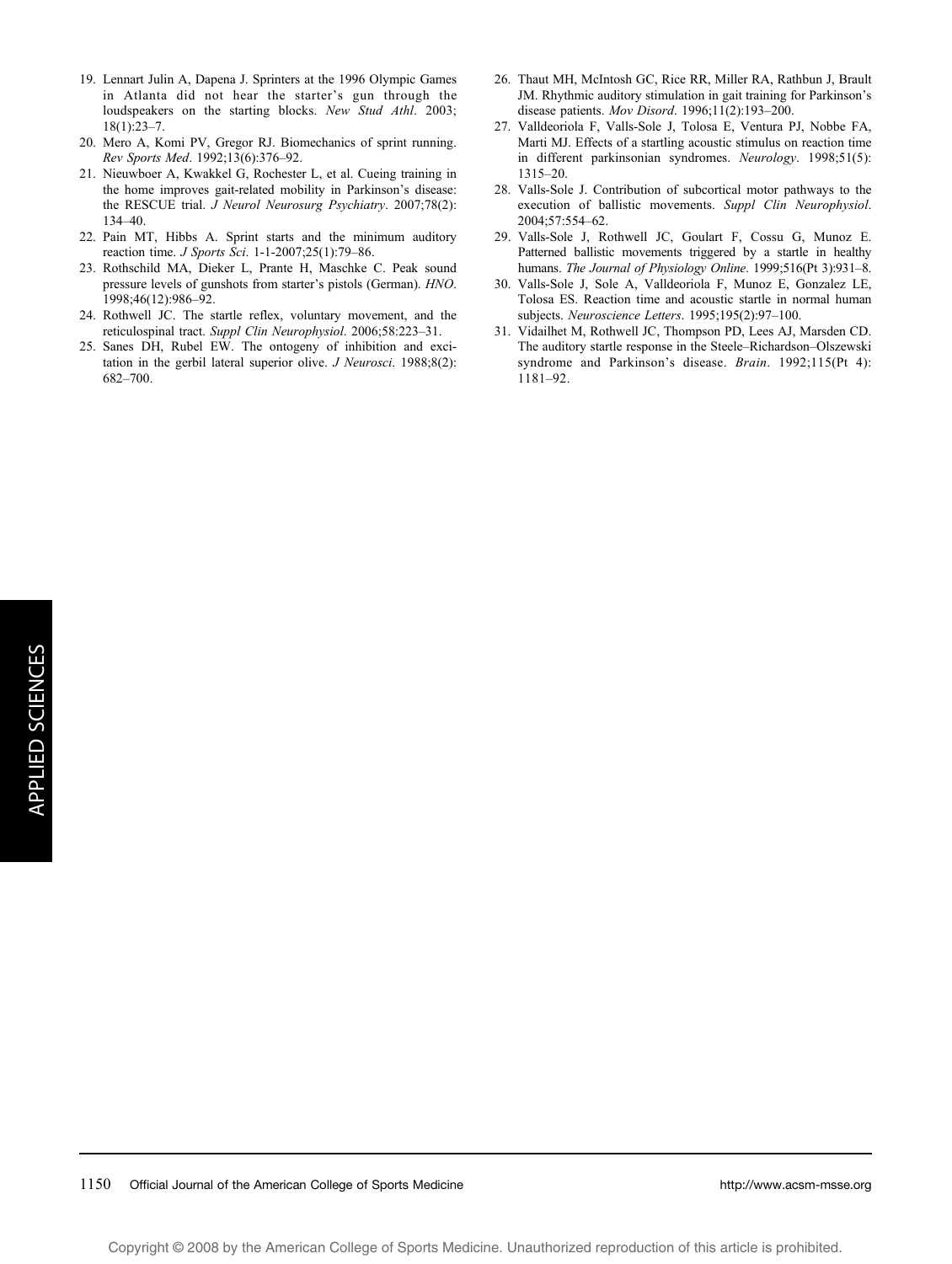19. Lennart Julin A, Dapena J. Sprinters at the 1996 Olympic Games in Atlanta did not hear the starter's gun through the loudspeakers on the starting blocks. *New Stud Athl*. 2003; 18(1):23–7.
20. Mero A, Komi PV, Gregor RJ. Biomechanics of sprint running. *Rev Sports Med*. 1992;13(6):376–92.
21. Nieuwboer A, Kwakkel G, Rochester L, et al. Cueing training in the home improves gait-related mobility in Parkinson's disease: the RESCUE trial. *J Neurol Neurosurg Psychiatry*. 2007;78(2): 134–40.
22. Pain MT, Hibbs A. Sprint starts and the minimum auditory reaction time. *J Sports Sci*. 1-1-2007;25(1):79–86.
23. Rothschild MA, Dieker L, Prante H, Maschke C. Peak sound pressure levels of gunshots from starter's pistols (German). *HNO*. 1998;46(12):986–92.
24. Rothwell JC. The startle reflex, voluntary movement, and the reticulospinal tract. *Suppl Clin Neurophysiol*. 2006;58:223–31.
25. Sanes DH, Rubel EW. The ontogeny of inhibition and excitation in the gerbil lateral superior olive. *J Neurosci*. 1988;8(2): 682–700.
26. Thaut MH, McIntosh GC, Rice RR, Miller RA, Rathbun J, Brault JM. Rhythmic auditory stimulation in gait training for Parkinson's disease patients. *Mov Disord*. 1996;11(2):193–200.
27. Valldeoriola F, Valls-Sole J, Tolosa E, Ventura PJ, Nobbe FA, Marti MJ. Effects of a startling acoustic stimulus on reaction time in different parkinsonian syndromes. *Neurology*. 1998;51(5): 1315–20.
28. Valls-Sole J. Contribution of subcortical motor pathways to the execution of ballistic movements. *Suppl Clin Neurophysiol*. 2004;57:554–62.
29. Valls-Sole J, Rothwell JC, Goulart F, Cossu G, Munoz E. Patterned ballistic movements triggered by a startle in healthy humans. *The Journal of Physiology Online*. 1999;516(Pt 3):931–8.
30. Valls-Sole J, Sole A, Valldeoriola F, Munoz E, Gonzalez LE, Tolosa ES. Reaction time and acoustic startle in normal human subjects. *Neuroscience Letters*. 1995;195(2):97–100.
31. Vidailhet M, Rothwell JC, Thompson PD, Lees AJ, Marsden CD. The auditory startle response in the Steele–Richardson–Olszewski syndrome and Parkinson's disease. *Brain*. 1992;115(Pt 4): 1181–92.